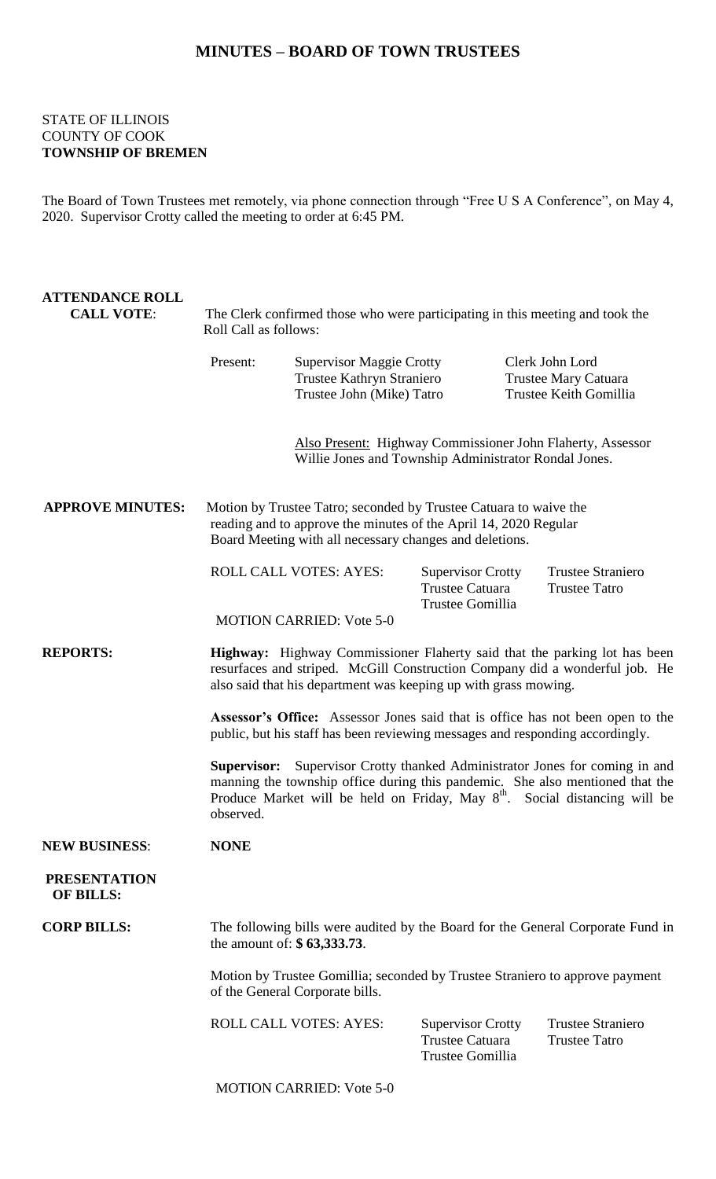# MINUTES – BOARD OF TOWN TRUSTEES

STATE OF ILLINOIS
COUNTY OF COOK
**TOWNSHIP OF BREMEN**

The Board of Town Trustees met remotely, via phone connection through "Free U S A Conference", on May 4, 2020. Supervisor Crotty called the meeting to order at 6:45 PM.

**ATTENDANCE ROLL CALL VOTE**:

The Clerk confirmed those who were participating in this meeting and took the Roll Call as follows:

Present:

| | |
|---|---|
| Supervisor Maggie Crotty | Clerk John Lord |
| Trustee Kathryn Straniero | Trustee Mary Catuara |
| Trustee John (Mike) Tatro | Trustee Keith Gomillia |

Also Present: Highway Commissioner John Flaherty, Assessor Willie Jones and Township Administrator Rondal Jones.

**APPROVE MINUTES:**

Motion by Trustee Tatro; seconded by Trustee Catuara to waive the reading and to approve the minutes of the April 14, 2020 Regular Board Meeting with all necessary changes and deletions.

ROLL CALL VOTES: AYES:

| | |
|---|---|
| Supervisor Crotty | Trustee Straniero |
| Trustee Catuara | Trustee Tatro |
| Trustee Gomillia | |

MOTION CARRIED: Vote 5-0

**REPORTS:**

**Highway:** Highway Commissioner Flaherty said that the parking lot has been resurfaces and striped. McGill Construction Company did a wonderful job. He also said that his department was keeping up with grass mowing.

**Assessor's Office:** Assessor Jones said that is office has not been open to the public, but his staff has been reviewing messages and responding accordingly.

**Supervisor:** Supervisor Crotty thanked Administrator Jones for coming in and manning the township office during this pandemic. She also mentioned that the Produce Market will be held on Friday, May 8th. Social distancing will be observed.

**NEW BUSINESS**: **NONE**

**PRESENTATION OF BILLS:**

**CORP BILLS:**

The following bills were audited by the Board for the General Corporate Fund in the amount of: **$ 63,333.73**.

Motion by Trustee Gomillia; seconded by Trustee Straniero to approve payment of the General Corporate bills.

ROLL CALL VOTES: AYES:

| | |
|---|---|
| Supervisor Crotty | Trustee Straniero |
| Trustee Catuara | Trustee Tatro |
| Trustee Gomillia | |

MOTION CARRIED: Vote 5-0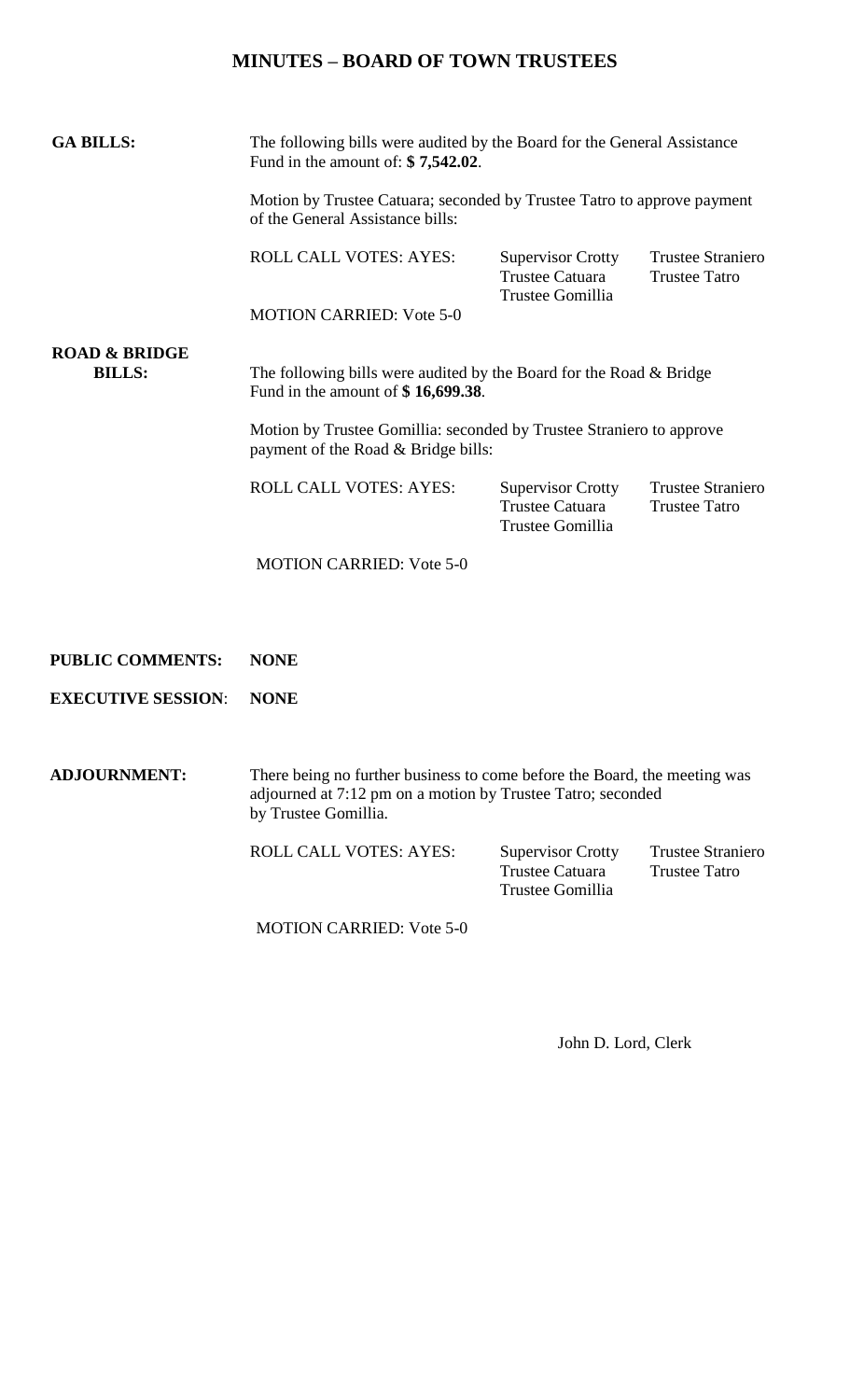# MINUTES – BOARD OF TOWN TRUSTEES

**GA BILLS:**

The following bills were audited by the Board for the General Assistance Fund in the amount of: **$ 7,542.02**.

Motion by Trustee Catuara; seconded by Trustee Tatro to approve payment of the General Assistance bills:

| | | |
|---|---|---|
| ROLL CALL VOTES: AYES: | Supervisor Crotty | Trustee Straniero |
| | Trustee Catuara | Trustee Tatro |
| | Trustee Gomillia | |

MOTION CARRIED: Vote 5-0

**ROAD & BRIDGE BILLS:**

The following bills were audited by the Board for the Road & Bridge Fund in the amount of **$ 16,699.38**.

Motion by Trustee Gomillia: seconded by Trustee Straniero to approve payment of the Road & Bridge bills:

| | | |
|---|---|---|
| ROLL CALL VOTES: AYES: | Supervisor Crotty | Trustee Straniero |
| | Trustee Catuara | Trustee Tatro |
| | Trustee Gomillia | |

MOTION CARRIED: Vote 5-0

**PUBLIC COMMENTS:** **NONE**

**EXECUTIVE SESSION**: **NONE**

**ADJOURNMENT:**

There being no further business to come before the Board, the meeting was adjourned at 7:12 pm on a motion by Trustee Tatro; seconded by Trustee Gomillia.

| | | |
|---|---|---|
| ROLL CALL VOTES: AYES: | Supervisor Crotty | Trustee Straniero |
| | Trustee Catuara | Trustee Tatro |
| | Trustee Gomillia | |

MOTION CARRIED: Vote 5-0

John D. Lord, Clerk